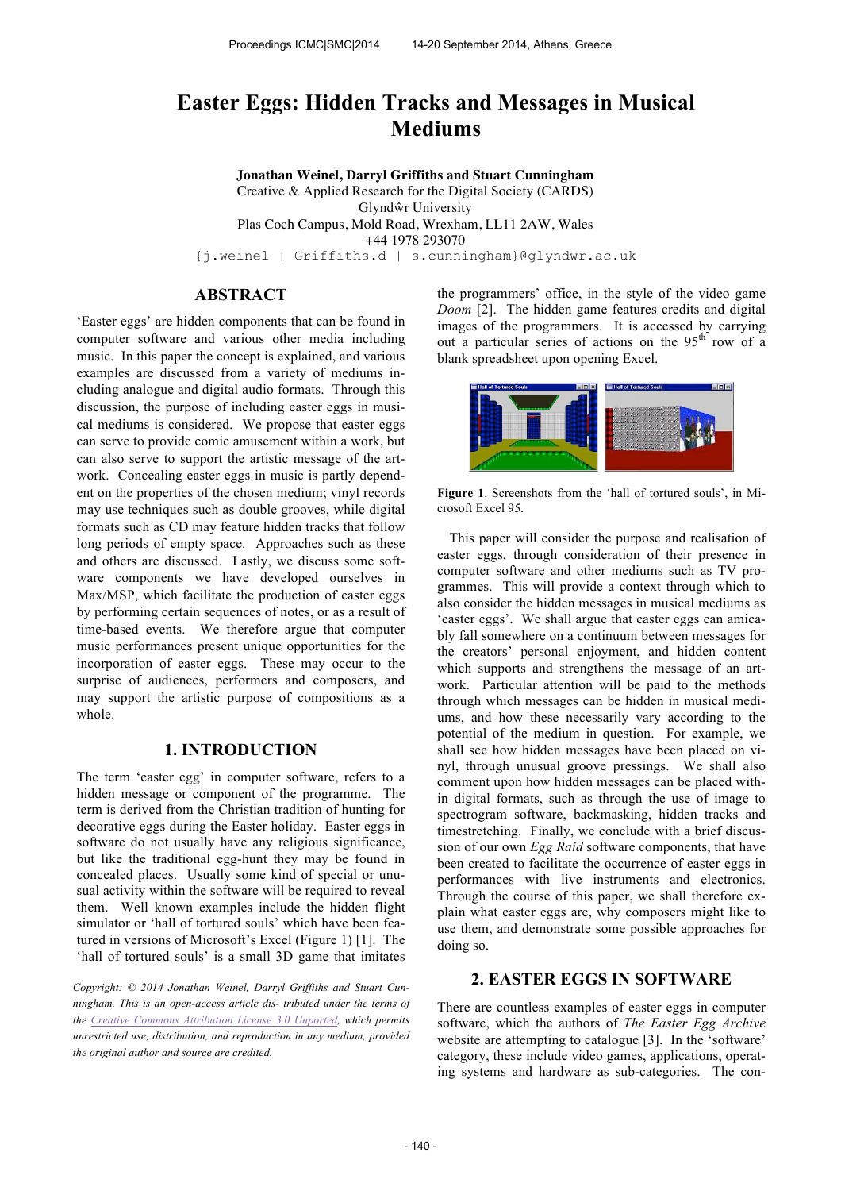# Easter Eggs: Hidden Tracks and Messages in Musical Mediums

**Jonathan Weinel, Darryl Griffiths and Stuart Cunningham**
Creative & Applied Research for the Digital Society (CARDS)
Glyndŵr University
Plas Coch Campus, Mold Road, Wrexham, LL11 2AW, Wales
+44 1978 293070
{j.weinel | Griffiths.d | s.cunningham}@glyndwr.ac.uk

## ABSTRACT

'Easter eggs' are hidden components that can be found in computer software and various other media including music. In this paper the concept is explained, and various examples are discussed from a variety of mediums including analogue and digital audio formats. Through this discussion, the purpose of including easter eggs in musical mediums is considered. We propose that easter eggs can serve to provide comic amusement within a work, but can also serve to support the artistic message of the artwork. Concealing easter eggs in music is partly dependent on the properties of the chosen medium; vinyl records may use techniques such as double grooves, while digital formats such as CD may feature hidden tracks that follow long periods of empty space. Approaches such as these and others are discussed. Lastly, we discuss some software components we have developed ourselves in Max/MSP, which facilitate the production of easter eggs by performing certain sequences of notes, or as a result of time-based events. We therefore argue that computer music performances present unique opportunities for the incorporation of easter eggs. These may occur to the surprise of audiences, performers and composers, and may support the artistic purpose of compositions as a whole.

## 1. INTRODUCTION

The term 'easter egg' in computer software, refers to a hidden message or component of the programme. The term is derived from the Christian tradition of hunting for decorative eggs during the Easter holiday. Easter eggs in software do not usually have any religious significance, but like the traditional egg-hunt they may be found in concealed places. Usually some kind of special or unusual activity within the software will be required to reveal them. Well known examples include the hidden flight simulator or 'hall of tortured souls' which have been featured in versions of Microsoft's Excel (Figure 1) [1]. The 'hall of tortured souls' is a small 3D game that imitates the programmers' office, in the style of the video game *Doom* [2]. The hidden game features credits and digital images of the programmers. It is accessed by carrying out a particular series of actions on the 95th row of a blank spreadsheet upon opening Excel.

**Figure 1**. Screenshots from the 'hall of tortured souls', in Microsoft Excel 95.

This paper will consider the purpose and realisation of easter eggs, through consideration of their presence in computer software and other mediums such as TV programmes. This will provide a context through which to also consider the hidden messages in musical mediums as 'easter eggs'. We shall argue that easter eggs can amicably fall somewhere on a continuum between messages for the creators' personal enjoyment, and hidden content which supports and strengthens the message of an artwork. Particular attention will be paid to the methods through which messages can be hidden in musical mediums, and how these necessarily vary according to the potential of the medium in question. For example, we shall see how hidden messages have been placed on vinyl, through unusual groove pressings. We shall also comment upon how hidden messages can be placed within digital formats, such as through the use of image to spectrogram software, backmasking, hidden tracks and timestretching. Finally, we conclude with a brief discussion of our own *Egg Raid* software components, that have been created to facilitate the occurrence of easter eggs in performances with live instruments and electronics. Through the course of this paper, we shall therefore explain what easter eggs are, why composers might like to use them, and demonstrate some possible approaches for doing so.

## 2. EASTER EGGS IN SOFTWARE

There are countless examples of easter eggs in computer software, which the authors of *The Easter Egg Archive* website are attempting to catalogue [3]. In the 'software' category, these include video games, applications, operating systems and hardware as sub-categories. The con-

*Copyright: © 2014 Jonathan Weinel, Darryl Griffiths and Stuart Cunningham. This is an open-access article dis- tributed under the terms of the Creative Commons Attribution License 3.0 Unported, which permits unrestricted use, distribution, and reproduction in any medium, provided the original author and source are credited.*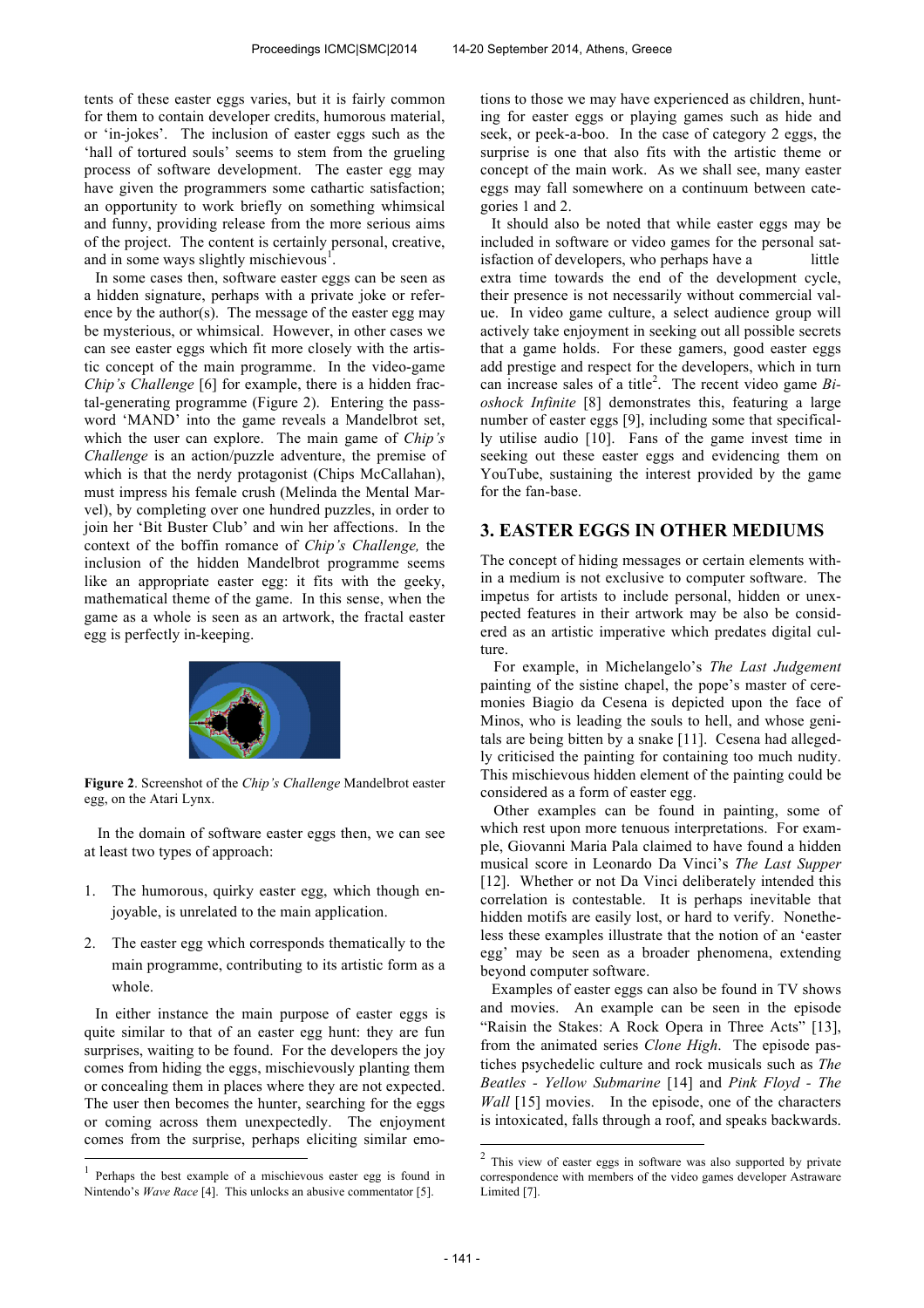tents of these easter eggs varies, but it is fairly common for them to contain developer credits, humorous material, or 'in-jokes'. The inclusion of easter eggs such as the 'hall of tortured souls' seems to stem from the grueling process of software development. The easter egg may have given the programmers some cathartic satisfaction; an opportunity to work briefly on something whimsical and funny, providing release from the more serious aims of the project. The content is certainly personal, creative, and in some ways slightly mischievous[1].

In some cases then, software easter eggs can be seen as a hidden signature, perhaps with a private joke or reference by the author(s). The message of the easter egg may be mysterious, or whimsical. However, in other cases we can see easter eggs which fit more closely with the artistic concept of the main programme. In the video-game *Chip's Challenge* [6] for example, there is a hidden fractal-generating programme (Figure 2). Entering the password 'MAND' into the game reveals a Mandelbrot set, which the user can explore. The main game of *Chip's Challenge* is an action/puzzle adventure, the premise of which is that the nerdy protagonist (Chips McCallahan), must impress his female crush (Melinda the Mental Marvel), by completing over one hundred puzzles, in order to join her 'Bit Buster Club' and win her affections. In the context of the boffin romance of *Chip's Challenge,* the inclusion of the hidden Mandelbrot programme seems like an appropriate easter egg: it fits with the geeky, mathematical theme of the game. In this sense, when the game as a whole is seen as an artwork, the fractal easter egg is perfectly in-keeping.

**Figure 2**. Screenshot of the *Chip's Challenge* Mandelbrot easter egg, on the Atari Lynx.

In the domain of software easter eggs then, we can see at least two types of approach:

1. The humorous, quirky easter egg, which though enjoyable, is unrelated to the main application.
2. The easter egg which corresponds thematically to the main programme, contributing to its artistic form as a whole.

In either instance the main purpose of easter eggs is quite similar to that of an easter egg hunt: they are fun surprises, waiting to be found. For the developers the joy comes from hiding the eggs, mischievously planting them or concealing them in places where they are not expected. The user then becomes the hunter, searching for the eggs or coming across them unexpectedly. The enjoyment comes from the surprise, perhaps eliciting similar emotions to those we may have experienced as children, hunting for easter eggs or playing games such as hide and seek, or peek-a-boo. In the case of category 2 eggs, the surprise is one that also fits with the artistic theme or concept of the main work. As we shall see, many easter eggs may fall somewhere on a continuum between categories 1 and 2.

It should also be noted that while easter eggs may be included in software or video games for the personal satisfaction of developers, who perhaps have a little extra time towards the end of the development cycle, their presence is not necessarily without commercial value. In video game culture, a select audience group will actively take enjoyment in seeking out all possible secrets that a game holds. For these gamers, good easter eggs add prestige and respect for the developers, which in turn can increase sales of a title[2]. The recent video game *Bioshock Infinite* [8] demonstrates this, featuring a large number of easter eggs [9], including some that specifically utilise audio [10]. Fans of the game invest time in seeking out these easter eggs and evidencing them on YouTube, sustaining the interest provided by the game for the fan-base.

## 3. EASTER EGGS IN OTHER MEDIUMS

The concept of hiding messages or certain elements within a medium is not exclusive to computer software. The impetus for artists to include personal, hidden or unexpected features in their artwork may be also be considered as an artistic imperative which predates digital culture.

For example, in Michelangelo's *The Last Judgement* painting of the sistine chapel, the pope's master of ceremonies Biagio da Cesena is depicted upon the face of Minos, who is leading the souls to hell, and whose genitals are being bitten by a snake [11]. Cesena had allegedly criticised the painting for containing too much nudity. This mischievous hidden element of the painting could be considered as a form of easter egg.

Other examples can be found in painting, some of which rest upon more tenuous interpretations. For example, Giovanni Maria Pala claimed to have found a hidden musical score in Leonardo Da Vinci's *The Last Supper* [12]. Whether or not Da Vinci deliberately intended this correlation is contestable. It is perhaps inevitable that hidden motifs are easily lost, or hard to verify. Nonetheless these examples illustrate that the notion of an 'easter egg' may be seen as a broader phenomena, extending beyond computer software.

Examples of easter eggs can also be found in TV shows and movies. An example can be seen in the episode "Raisin the Stakes: A Rock Opera in Three Acts" [13], from the animated series *Clone High*. The episode pastiches psychedelic culture and rock musicals such as *The Beatles - Yellow Submarine* [14] and *Pink Floyd - The Wall* [15] movies. In the episode, one of the characters is intoxicated, falls through a roof, and speaks backwards.

---

[1] Perhaps the best example of a mischievous easter egg is found in Nintendo's *Wave Race* [4]. This unlocks an abusive commentator [5].

[2] This view of easter eggs in software was also supported by private correspondence with members of the video games developer Astraware Limited [7].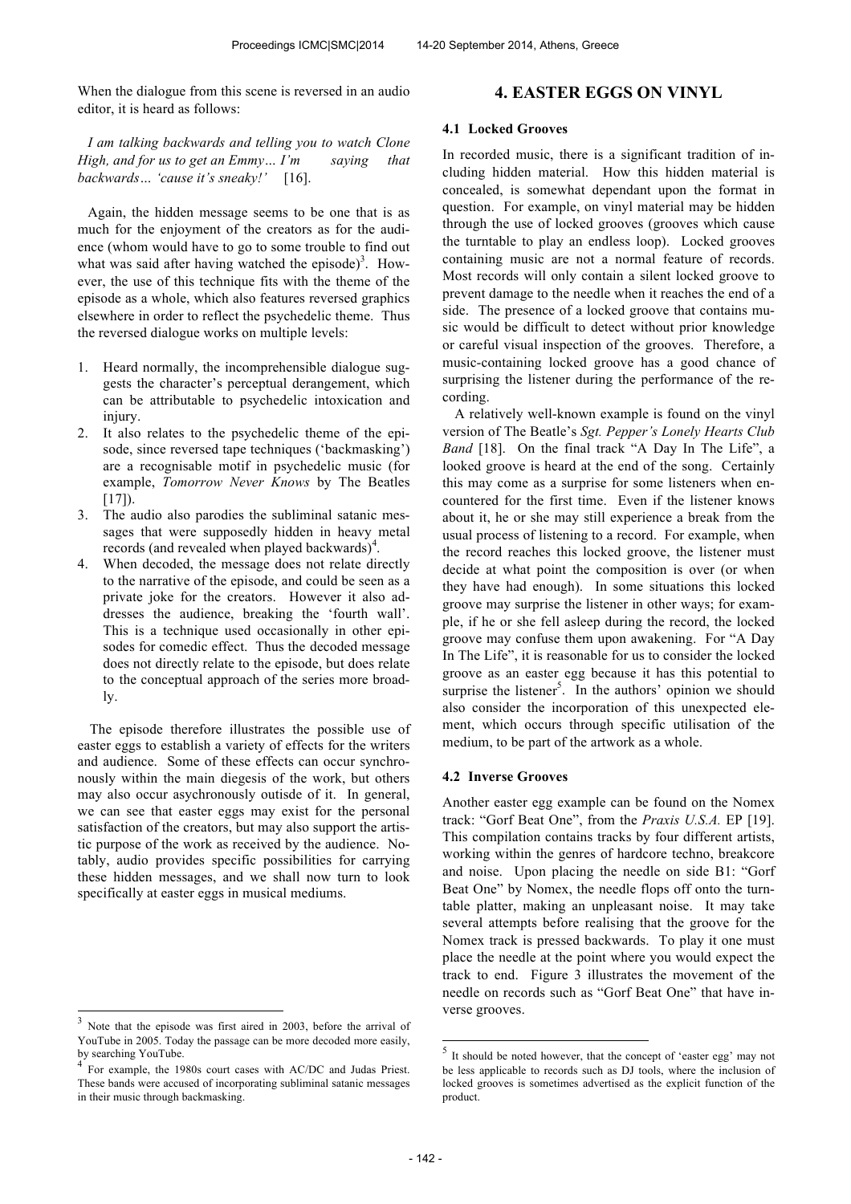When the dialogue from this scene is reversed in an audio editor, it is heard as follows:

*I am talking backwards and telling you to watch Clone High, and for us to get an Emmy… I'm saying that backwards… 'cause it's sneaky!'* [16].

Again, the hidden message seems to be one that is as much for the enjoyment of the creators as for the audience (whom would have to go to some trouble to find out what was said after having watched the episode)[3]. However, the use of this technique fits with the theme of the episode as a whole, which also features reversed graphics elsewhere in order to reflect the psychedelic theme. Thus the reversed dialogue works on multiple levels:

1. Heard normally, the incomprehensible dialogue suggests the character's perceptual derangement, which can be attributable to psychedelic intoxication and injury.
2. It also relates to the psychedelic theme of the episode, since reversed tape techniques ('backmasking') are a recognisable motif in psychedelic music (for example, *Tomorrow Never Knows* by The Beatles [17]).
3. The audio also parodies the subliminal satanic messages that were supposedly hidden in heavy metal records (and revealed when played backwards)[4].
4. When decoded, the message does not relate directly to the narrative of the episode, and could be seen as a private joke for the creators. However it also addresses the audience, breaking the 'fourth wall'. This is a technique used occasionally in other episodes for comedic effect. Thus the decoded message does not directly relate to the episode, but does relate to the conceptual approach of the series more broadly.

The episode therefore illustrates the possible use of easter eggs to establish a variety of effects for the writers and audience. Some of these effects can occur synchronously within the main diegesis of the work, but others may also occur asychronously outisde of it. In general, we can see that easter eggs may exist for the personal satisfaction of the creators, but may also support the artistic purpose of the work as received by the audience. Notably, audio provides specific possibilities for carrying these hidden messages, and we shall now turn to look specifically at easter eggs in musical mediums.

[3] Note that the episode was first aired in 2003, before the arrival of YouTube in 2005. Today the passage can be more decoded more easily, by searching YouTube.

[4] For example, the 1980s court cases with AC/DC and Judas Priest. These bands were accused of incorporating subliminal satanic messages in their music through backmasking.

## 4. EASTER EGGS ON VINYL

### 4.1 Locked Grooves

In recorded music, there is a significant tradition of including hidden material. How this hidden material is concealed, is somewhat dependant upon the format in question. For example, on vinyl material may be hidden through the use of locked grooves (grooves which cause the turntable to play an endless loop). Locked grooves containing music are not a normal feature of records. Most records will only contain a silent locked groove to prevent damage to the needle when it reaches the end of a side. The presence of a locked groove that contains music would be difficult to detect without prior knowledge or careful visual inspection of the grooves. Therefore, a music-containing locked groove has a good chance of surprising the listener during the performance of the recording.

A relatively well-known example is found on the vinyl version of The Beatle's *Sgt. Pepper's Lonely Hearts Club Band* [18]. On the final track "A Day In The Life", a looked groove is heard at the end of the song. Certainly this may come as a surprise for some listeners when encountered for the first time. Even if the listener knows about it, he or she may still experience a break from the usual process of listening to a record. For example, when the record reaches this locked groove, the listener must decide at what point the composition is over (or when they have had enough). In some situations this locked groove may surprise the listener in other ways; for example, if he or she fell asleep during the record, the locked groove may confuse them upon awakening. For "A Day In The Life", it is reasonable for us to consider the locked groove as an easter egg because it has this potential to surprise the listener[5]. In the authors' opinion we should also consider the incorporation of this unexpected element, which occurs through specific utilisation of the medium, to be part of the artwork as a whole.

### 4.2 Inverse Grooves

Another easter egg example can be found on the Nomex track: "Gorf Beat One", from the *Praxis U.S.A.* EP [19]. This compilation contains tracks by four different artists, working within the genres of hardcore techno, breakcore and noise. Upon placing the needle on side B1: "Gorf Beat One" by Nomex, the needle flops off onto the turntable platter, making an unpleasant noise. It may take several attempts before realising that the groove for the Nomex track is pressed backwards. To play it one must place the needle at the point where you would expect the track to end. Figure 3 illustrates the movement of the needle on records such as "Gorf Beat One" that have inverse grooves.

[5] It should be noted however, that the concept of 'easter egg' may not be less applicable to records such as DJ tools, where the inclusion of locked grooves is sometimes advertised as the explicit function of the product.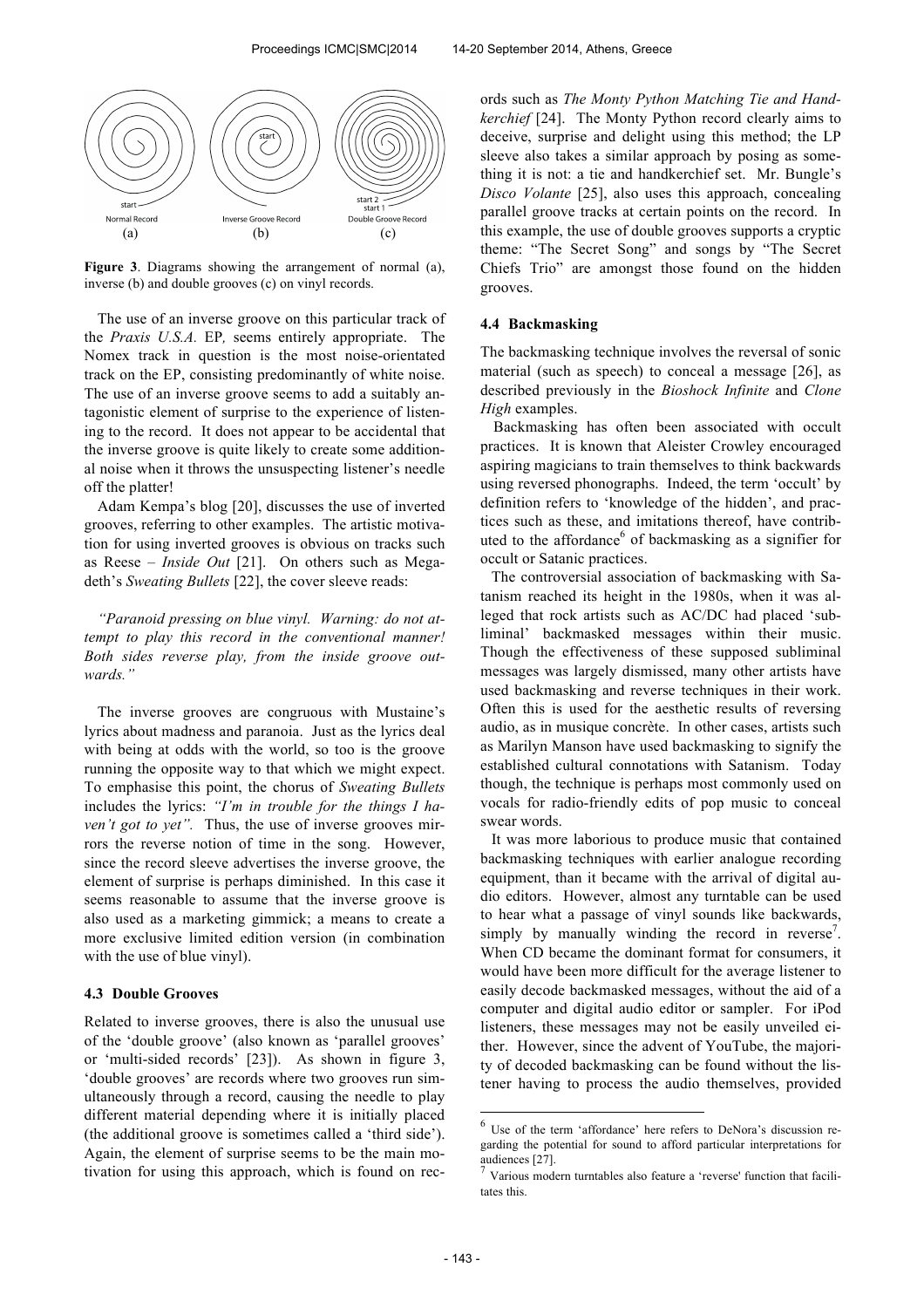Normal Record (a) | Inverse Groove Record (b) | Double Groove Record (c)

**Figure 3**. Diagrams showing the arrangement of normal (a), inverse (b) and double grooves (c) on vinyl records.

The use of an inverse groove on this particular track of the *Praxis U.S.A.* EP*,* seems entirely appropriate. The Nomex track in question is the most noise-orientated track on the EP, consisting predominantly of white noise. The use of an inverse groove seems to add a suitably antagonistic element of surprise to the experience of listening to the record. It does not appear to be accidental that the inverse groove is quite likely to create some additional noise when it throws the unsuspecting listener's needle off the platter!

Adam Kempa's blog [20], discusses the use of inverted grooves, referring to other examples. The artistic motivation for using inverted grooves is obvious on tracks such as Reese – *Inside Out* [21]. On others such as Megadeth's *Sweating Bullets* [22], the cover sleeve reads:

*"Paranoid pressing on blue vinyl. Warning: do not attempt to play this record in the conventional manner! Both sides reverse play, from the inside groove outwards."*

The inverse grooves are congruous with Mustaine's lyrics about madness and paranoia. Just as the lyrics deal with being at odds with the world, so too is the groove running the opposite way to that which we might expect. To emphasise this point, the chorus of *Sweating Bullets* includes the lyrics: *"I'm in trouble for the things I haven't got to yet".* Thus, the use of inverse grooves mirrors the reverse notion of time in the song. However, since the record sleeve advertises the inverse groove, the element of surprise is perhaps diminished. In this case it seems reasonable to assume that the inverse groove is also used as a marketing gimmick; a means to create a more exclusive limited edition version (in combination with the use of blue vinyl).

### 4.3 Double Grooves

Related to inverse grooves, there is also the unusual use of the 'double groove' (also known as 'parallel grooves' or 'multi-sided records' [23]). As shown in figure 3, 'double grooves' are records where two grooves run simultaneously through a record, causing the needle to play different material depending where it is initially placed (the additional groove is sometimes called a 'third side'). Again, the element of surprise seems to be the main motivation for using this approach, which is found on records such as *The Monty Python Matching Tie and Handkerchief* [24]. The Monty Python record clearly aims to deceive, surprise and delight using this method; the LP sleeve also takes a similar approach by posing as something it is not: a tie and handkerchief set. Mr. Bungle's *Disco Volante* [25], also uses this approach, concealing parallel groove tracks at certain points on the record. In this example, the use of double grooves supports a cryptic theme: "The Secret Song" and songs by "The Secret Chiefs Trio" are amongst those found on the hidden grooves.

### 4.4 Backmasking

The backmasking technique involves the reversal of sonic material (such as speech) to conceal a message [26], as described previously in the *Bioshock Infinite* and *Clone High* examples.

Backmasking has often been associated with occult practices. It is known that Aleister Crowley encouraged aspiring magicians to train themselves to think backwards using reversed phonographs. Indeed, the term 'occult' by definition refers to 'knowledge of the hidden', and practices such as these, and imitations thereof, have contributed to the affordance[6] of backmasking as a signifier for occult or Satanic practices.

The controversial association of backmasking with Satanism reached its height in the 1980s, when it was alleged that rock artists such as AC/DC had placed 'subliminal' backmasked messages within their music. Though the effectiveness of these supposed subliminal messages was largely dismissed, many other artists have used backmasking and reverse techniques in their work. Often this is used for the aesthetic results of reversing audio, as in musique concrète. In other cases, artists such as Marilyn Manson have used backmasking to signify the established cultural connotations with Satanism. Today though, the technique is perhaps most commonly used on vocals for radio-friendly edits of pop music to conceal swear words.

It was more laborious to produce music that contained backmasking techniques with earlier analogue recording equipment, than it became with the arrival of digital audio editors. However, almost any turntable can be used to hear what a passage of vinyl sounds like backwards, simply by manually winding the record in reverse[7]. When CD became the dominant format for consumers, it would have been more difficult for the average listener to easily decode backmasked messages, without the aid of a computer and digital audio editor or sampler. For iPod listeners, these messages may not be easily unveiled either. However, since the advent of YouTube, the majority of decoded backmasking can be found without the listener having to process the audio themselves, provided

[6] Use of the term 'affordance' here refers to DeNora's discussion regarding the potential for sound to afford particular interpretations for audiences [27].

[7] Various modern turntables also feature a 'reverse' function that facilitates this.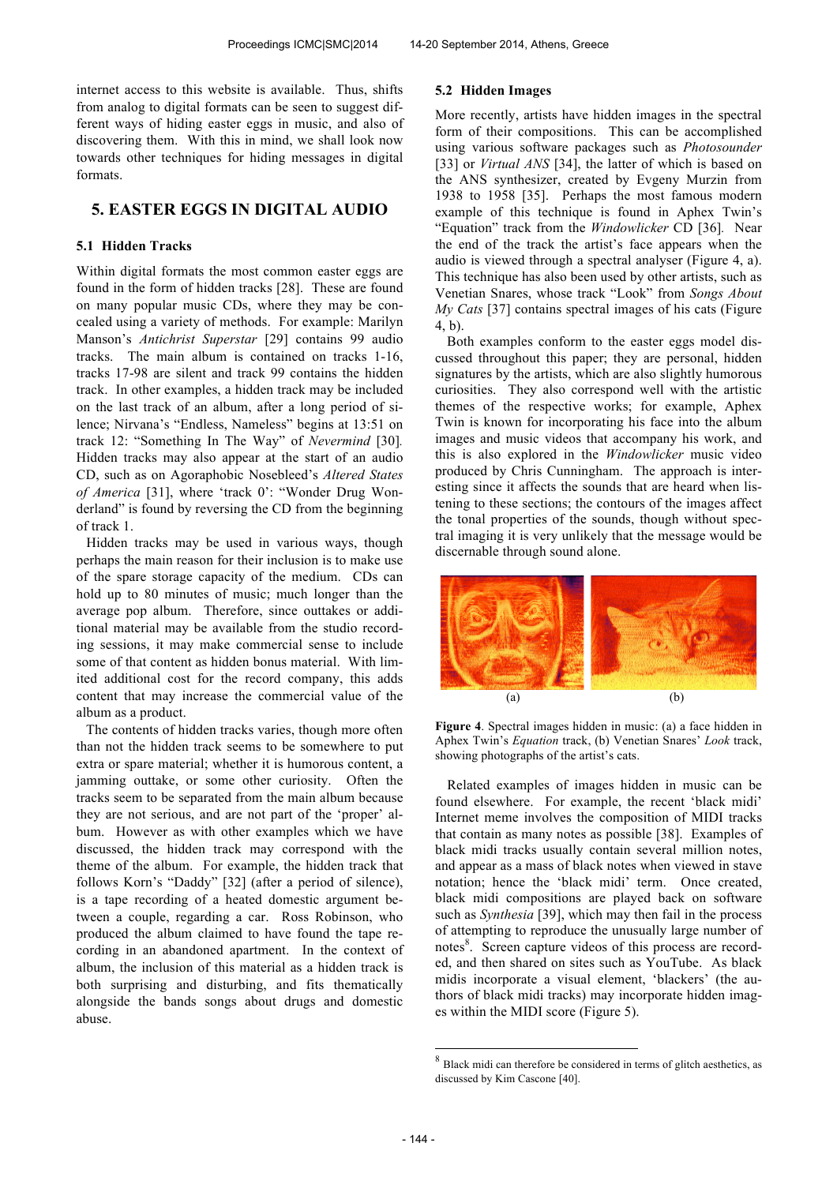internet access to this website is available. Thus, shifts from analog to digital formats can be seen to suggest different ways of hiding easter eggs in music, and also of discovering them. With this in mind, we shall look now towards other techniques for hiding messages in digital formats.

## 5. EASTER EGGS IN DIGITAL AUDIO

### 5.1 Hidden Tracks

Within digital formats the most common easter eggs are found in the form of hidden tracks [28]. These are found on many popular music CDs, where they may be concealed using a variety of methods. For example: Marilyn Manson's *Antichrist Superstar* [29] contains 99 audio tracks. The main album is contained on tracks 1-16, tracks 17-98 are silent and track 99 contains the hidden track. In other examples, a hidden track may be included on the last track of an album, after a long period of silence; Nirvana's "Endless, Nameless" begins at 13:51 on track 12: "Something In The Way" of *Nevermind* [30]. Hidden tracks may also appear at the start of an audio CD, such as on Agoraphobic Nosebleed's *Altered States of America* [31], where 'track 0': "Wonder Drug Wonderland" is found by reversing the CD from the beginning of track 1.

Hidden tracks may be used in various ways, though perhaps the main reason for their inclusion is to make use of the spare storage capacity of the medium. CDs can hold up to 80 minutes of music; much longer than the average pop album. Therefore, since outtakes or additional material may be available from the studio recording sessions, it may make commercial sense to include some of that content as hidden bonus material. With limited additional cost for the record company, this adds content that may increase the commercial value of the album as a product.

The contents of hidden tracks varies, though more often than not the hidden track seems to be somewhere to put extra or spare material; whether it is humorous content, a jamming outtake, or some other curiosity. Often the tracks seem to be separated from the main album because they are not serious, and are not part of the 'proper' album. However as with other examples which we have discussed, the hidden track may correspond with the theme of the album. For example, the hidden track that follows Korn's "Daddy" [32] (after a period of silence), is a tape recording of a heated domestic argument between a couple, regarding a car. Ross Robinson, who produced the album claimed to have found the tape recording in an abandoned apartment. In the context of album, the inclusion of this material as a hidden track is both surprising and disturbing, and fits thematically alongside the bands songs about drugs and domestic abuse.

### 5.2 Hidden Images

More recently, artists have hidden images in the spectral form of their compositions. This can be accomplished using various software packages such as *Photosounder* [33] or *Virtual ANS* [34], the latter of which is based on the ANS synthesizer, created by Evgeny Murzin from 1938 to 1958 [35]. Perhaps the most famous modern example of this technique is found in Aphex Twin's "Equation" track from the *Windowlicker* CD [36]. Near the end of the track the artist's face appears when the audio is viewed through a spectral analyser (Figure 4, a). This technique has also been used by other artists, such as Venetian Snares, whose track "Look" from *Songs About My Cats* [37] contains spectral images of his cats (Figure 4, b).

Both examples conform to the easter eggs model discussed throughout this paper; they are personal, hidden signatures by the artists, which are also slightly humorous curiosities. They also correspond well with the artistic themes of the respective works; for example, Aphex Twin is known for incorporating his face into the album images and music videos that accompany his work, and this is also explored in the *Windowlicker* music video produced by Chris Cunningham. The approach is interesting since it affects the sounds that are heard when listening to these sections; the contours of the images affect the tonal properties of the sounds, though without spectral imaging it is very unlikely that the message would be discernable through sound alone.

(a) (b)

**Figure 4**. Spectral images hidden in music: (a) a face hidden in Aphex Twin's *Equation* track, (b) Venetian Snares' *Look* track, showing photographs of the artist's cats.

Related examples of images hidden in music can be found elsewhere. For example, the recent 'black midi' Internet meme involves the composition of MIDI tracks that contain as many notes as possible [38]. Examples of black midi tracks usually contain several million notes, and appear as a mass of black notes when viewed in stave notation; hence the 'black midi' term. Once created, black midi compositions are played back on software such as *Synthesia* [39], which may then fail in the process of attempting to reproduce the unusually large number of notes[8]. Screen capture videos of this process are recorded, and then shared on sites such as YouTube. As black midis incorporate a visual element, 'blackers' (the authors of black midi tracks) may incorporate hidden images within the MIDI score (Figure 5).

[8] Black midi can therefore be considered in terms of glitch aesthetics, as discussed by Kim Cascone [40].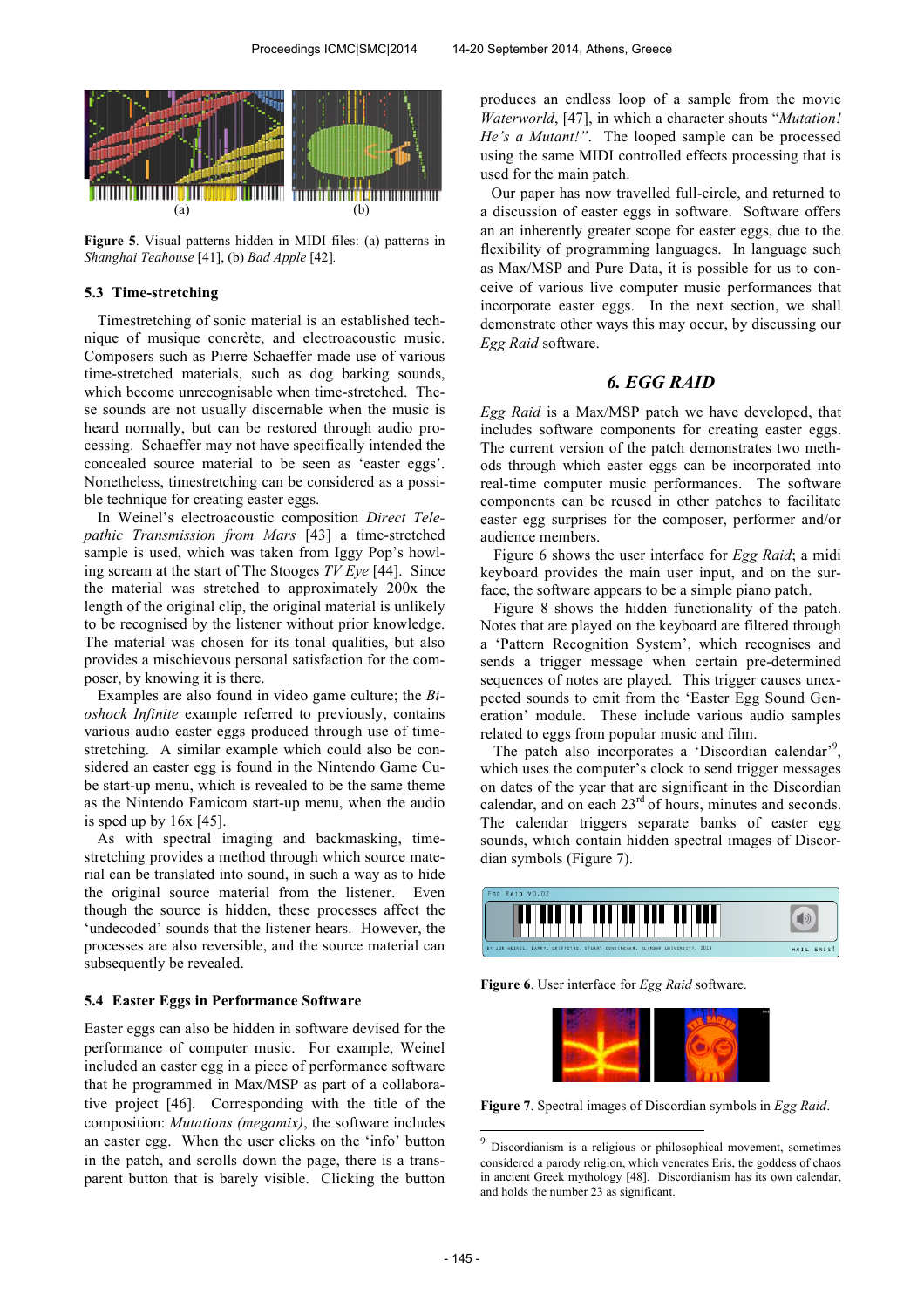(a) (b)

**Figure 5**. Visual patterns hidden in MIDI files: (a) patterns in *Shanghai Teahouse* [41], (b) *Bad Apple* [42].

### 5.3 Time-stretching

Timestretching of sonic material is an established technique of musique concrète, and electroacoustic music. Composers such as Pierre Schaeffer made use of various time-stretched materials, such as dog barking sounds, which become unrecognisable when time-stretched. These sounds are not usually discernable when the music is heard normally, but can be restored through audio processing. Schaeffer may not have specifically intended the concealed source material to be seen as 'easter eggs'. Nonetheless, timestretching can be considered as a possible technique for creating easter eggs.

In Weinel's electroacoustic composition *Direct Telepathic Transmission from Mars* [43] a time-stretched sample is used, which was taken from Iggy Pop's howling scream at the start of The Stooges *TV Eye* [44]. Since the material was stretched to approximately 200x the length of the original clip, the original material is unlikely to be recognised by the listener without prior knowledge. The material was chosen for its tonal qualities, but also provides a mischievous personal satisfaction for the composer, by knowing it is there.

Examples are also found in video game culture; the *Bioshock Infinite* example referred to previously, contains various audio easter eggs produced through use of time-stretching. A similar example which could also be considered an easter egg is found in the Nintendo Game Cube start-up menu, which is revealed to be the same theme as the Nintendo Famicom start-up menu, when the audio is sped up by 16x [45].

As with spectral imaging and backmasking, time-stretching provides a method through which source material can be translated into sound, in such a way as to hide the original source material from the listener. Even though the source is hidden, these processes affect the 'undecoded' sounds that the listener hears. However, the processes are also reversible, and the source material can subsequently be revealed.

### 5.4 Easter Eggs in Performance Software

Easter eggs can also be hidden in software devised for the performance of computer music. For example, Weinel included an easter egg in a piece of performance software that he programmed in Max/MSP as part of a collaborative project [46]. Corresponding with the title of the composition: *Mutations (megamix)*, the software includes an easter egg. When the user clicks on the 'info' button in the patch, and scrolls down the page, there is a transparent button that is barely visible. Clicking the button produces an endless loop of a sample from the movie *Waterworld*, [47], in which a character shouts "*Mutation! He's a Mutant!"*. The looped sample can be processed using the same MIDI controlled effects processing that is used for the main patch.

Our paper has now travelled full-circle, and returned to a discussion of easter eggs in software. Software offers an an inherently greater scope for easter eggs, due to the flexibility of programming languages. In language such as Max/MSP and Pure Data, it is possible for us to conceive of various live computer music performances that incorporate easter eggs. In the next section, we shall demonstrate other ways this may occur, by discussing our *Egg Raid* software.

## 6. EGG RAID

*Egg Raid* is a Max/MSP patch we have developed, that includes software components for creating easter eggs. The current version of the patch demonstrates two methods through which easter eggs can be incorporated into real-time computer music performances. The software components can be reused in other patches to facilitate easter egg surprises for the composer, performer and/or audience members.

Figure 6 shows the user interface for *Egg Raid*; a midi keyboard provides the main user input, and on the surface, the software appears to be a simple piano patch.

Figure 8 shows the hidden functionality of the patch. Notes that are played on the keyboard are filtered through a 'Pattern Recognition System', which recognises and sends a trigger message when certain pre-determined sequences of notes are played. This trigger causes unexpected sounds to emit from the 'Easter Egg Sound Generation' module. These include various audio samples related to eggs from popular music and film.

The patch also incorporates a 'Discordian calendar'[9], which uses the computer's clock to send trigger messages on dates of the year that are significant in the Discordian calendar, and on each 23rd of hours, minutes and seconds. The calendar triggers separate banks of easter egg sounds, which contain hidden spectral images of Discordian symbols (Figure 7).

**Figure 6**. User interface for *Egg Raid* software.

**Figure 7**. Spectral images of Discordian symbols in *Egg Raid*.

[9] Discordianism is a religious or philosophical movement, sometimes considered a parody religion, which venerates Eris, the goddess of chaos in ancient Greek mythology [48]. Discordianism has its own calendar, and holds the number 23 as significant.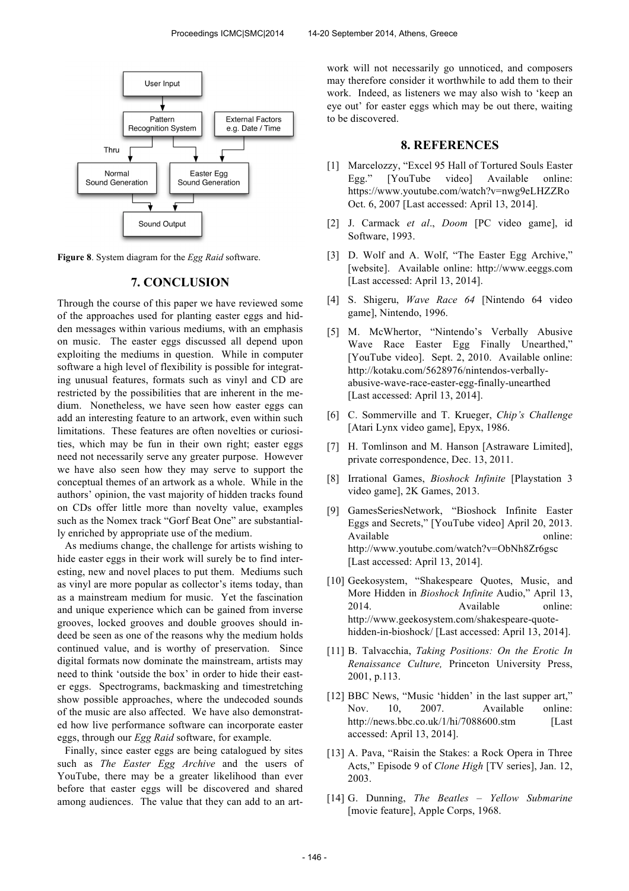**Figure 8**. System diagram for the *Egg Raid* software.

## 7. CONCLUSION

Through the course of this paper we have reviewed some of the approaches used for planting easter eggs and hidden messages within various mediums, with an emphasis on music. The easter eggs discussed all depend upon exploiting the mediums in question. While in computer software a high level of flexibility is possible for integrating unusual features, formats such as vinyl and CD are restricted by the possibilities that are inherent in the medium. Nonetheless, we have seen how easter eggs can add an interesting feature to an artwork, even within such limitations. These features are often novelties or curiosities, which may be fun in their own right; easter eggs need not necessarily serve any greater purpose. However we have also seen how they may serve to support the conceptual themes of an artwork as a whole. While in the authors' opinion, the vast majority of hidden tracks found on CDs offer little more than novelty value, examples such as the Nomex track "Gorf Beat One" are substantially enriched by appropriate use of the medium.

As mediums change, the challenge for artists wishing to hide easter eggs in their work will surely be to find interesting, new and novel places to put them. Mediums such as vinyl are more popular as collector's items today, than as a mainstream medium for music. Yet the fascination and unique experience which can be gained from inverse grooves, locked grooves and double grooves should indeed be seen as one of the reasons why the medium holds continued value, and is worthy of preservation. Since digital formats now dominate the mainstream, artists may need to think 'outside the box' in order to hide their easter eggs. Spectrograms, backmasking and timestretching show possible approaches, where the undecoded sounds of the music are also affected. We have also demonstrated how live performance software can incorporate easter eggs, through our *Egg Raid* software, for example.

Finally, since easter eggs are being catalogued by sites such as *The Easter Egg Archive* and the users of YouTube, there may be a greater likelihood than ever before that easter eggs will be discovered and shared among audiences. The value that they can add to an artwork will not necessarily go unnoticed, and composers may therefore consider it worthwhile to add them to their work. Indeed, as listeners we may also wish to 'keep an eye out' for easter eggs which may be out there, waiting to be discovered.

## 8. REFERENCES

[1] Marcelozzy, "Excel 95 Hall of Tortured Souls Easter Egg." [YouTube video] Available online: https://www.youtube.com/watch?v=nwg9eLHZZRo Oct. 6, 2007 [Last accessed: April 13, 2014].

[2] J. Carmack *et al*., *Doom* [PC video game], id Software, 1993.

[3] D. Wolf and A. Wolf, "The Easter Egg Archive," [website]. Available online: http://www.eeggs.com [Last accessed: April 13, 2014].

[4] S. Shigeru, *Wave Race 64* [Nintendo 64 video game], Nintendo, 1996.

[5] M. McWhertor, "Nintendo's Verbally Abusive Wave Race Easter Egg Finally Unearthed," [YouTube video]. Sept. 2, 2010. Available online: http://kotaku.com/5628976/nintendos-verbally-abusive-wave-race-easter-egg-finally-unearthed [Last accessed: April 13, 2014].

[6] C. Sommerville and T. Krueger, *Chip's Challenge* [Atari Lynx video game], Epyx, 1986.

[7] H. Tomlinson and M. Hanson [Astraware Limited], private correspondence, Dec. 13, 2011.

[8] Irrational Games, *Bioshock Infinite* [Playstation 3 video game], 2K Games, 2013.

[9] GamesSeriesNetwork, "Bioshock Infinite Easter Eggs and Secrets," [YouTube video] April 20, 2013. Available online: http://www.youtube.com/watch?v=ObNh8Zr6gsc [Last accessed: April 13, 2014].

[10] Geekosystem, "Shakespeare Quotes, Music, and More Hidden in *Bioshock Infinite* Audio," April 13, 2014. Available online: http://www.geekosystem.com/shakespeare-quote-hidden-in-bioshock/ [Last accessed: April 13, 2014].

[11] B. Talvacchia, *Taking Positions: On the Erotic In Renaissance Culture,* Princeton University Press, 2001, p.113.

[12] BBC News, "Music 'hidden' in the last supper art," Nov. 10, 2007. Available online: http://news.bbc.co.uk/1/hi/7088600.stm [Last accessed: April 13, 2014].

[13] A. Pava, "Raisin the Stakes: a Rock Opera in Three Acts," Episode 9 of *Clone High* [TV series], Jan. 12, 2003.

[14] G. Dunning, *The Beatles – Yellow Submarine* [movie feature], Apple Corps, 1968.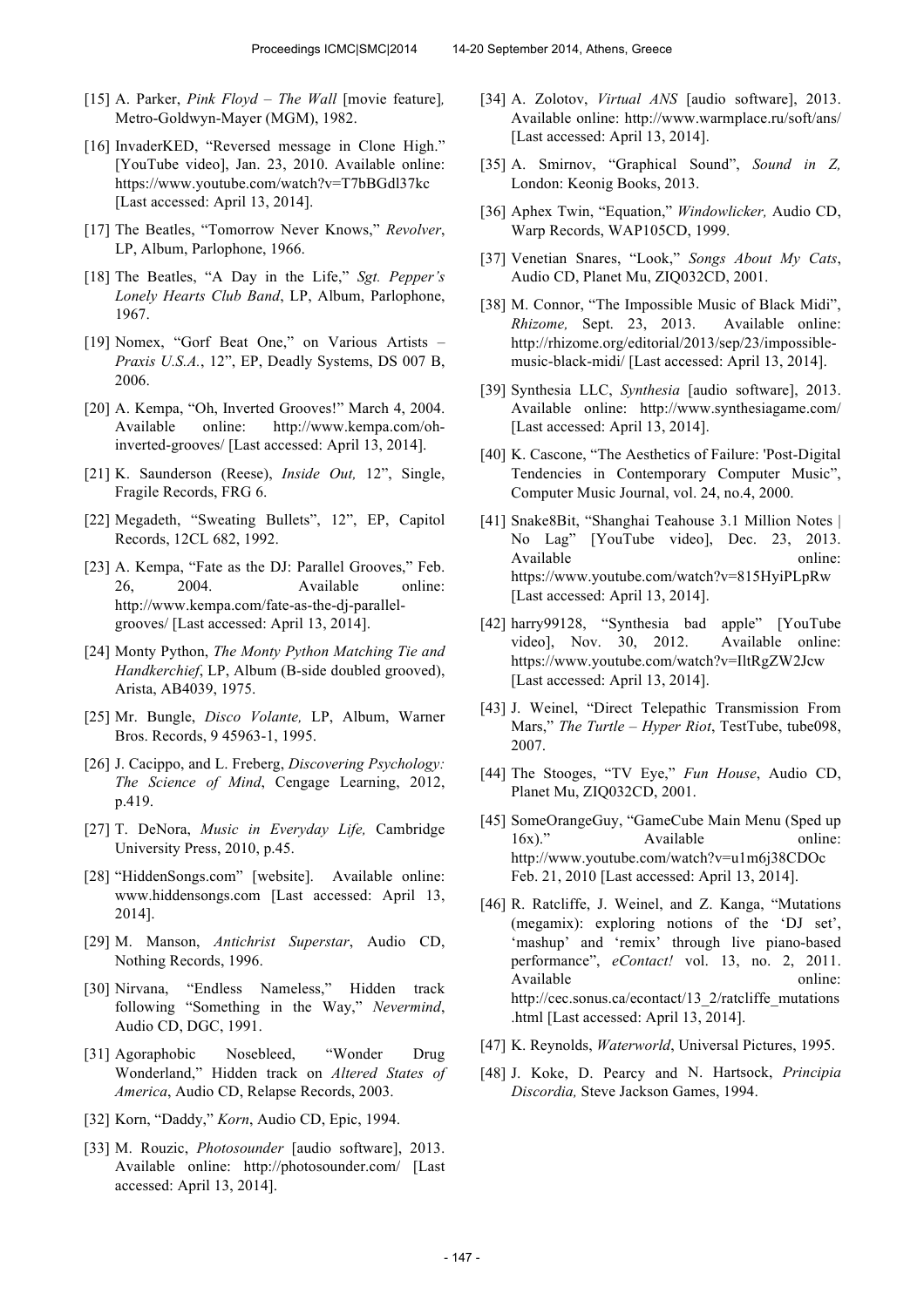[15] A. Parker, *Pink Floyd – The Wall* [movie feature], Metro-Goldwyn-Mayer (MGM), 1982.

[16] InvaderKED, "Reversed message in Clone High." [YouTube video], Jan. 23, 2010. Available online: https://www.youtube.com/watch?v=T7bBGdl37kc [Last accessed: April 13, 2014].

[17] The Beatles, "Tomorrow Never Knows," *Revolver*, LP, Album, Parlophone, 1966.

[18] The Beatles, "A Day in the Life," *Sgt. Pepper's Lonely Hearts Club Band*, LP, Album, Parlophone, 1967.

[19] Nomex, "Gorf Beat One," on Various Artists – *Praxis U.S.A.*, 12", EP, Deadly Systems, DS 007 B, 2006.

[20] A. Kempa, "Oh, Inverted Grooves!" March 4, 2004. Available online: http://www.kempa.com/oh-inverted-grooves/ [Last accessed: April 13, 2014].

[21] K. Saunderson (Reese), *Inside Out,* 12", Single, Fragile Records, FRG 6.

[22] Megadeth, "Sweating Bullets", 12", EP, Capitol Records, 12CL 682, 1992.

[23] A. Kempa, "Fate as the DJ: Parallel Grooves," Feb. 26, 2004. Available online: http://www.kempa.com/fate-as-the-dj-parallel-grooves/ [Last accessed: April 13, 2014].

[24] Monty Python, *The Monty Python Matching Tie and Handkerchief*, LP, Album (B-side doubled grooved), Arista, AB4039, 1975.

[25] Mr. Bungle, *Disco Volante,* LP, Album, Warner Bros. Records, 9 45963-1, 1995.

[26] J. Cacippo, and L. Freberg, *Discovering Psychology: The Science of Mind*, Cengage Learning, 2012, p.419.

[27] T. DeNora, *Music in Everyday Life,* Cambridge University Press, 2010, p.45.

[28] "HiddenSongs.com" [website]. Available online: www.hiddensongs.com [Last accessed: April 13, 2014].

[29] M. Manson, *Antichrist Superstar*, Audio CD, Nothing Records, 1996.

[30] Nirvana, "Endless Nameless," Hidden track following "Something in the Way," *Nevermind*, Audio CD, DGC, 1991.

[31] Agoraphobic Nosebleed, "Wonder Drug Wonderland," Hidden track on *Altered States of America*, Audio CD, Relapse Records, 2003.

[32] Korn, "Daddy," *Korn*, Audio CD, Epic, 1994.

[33] M. Rouzic, *Photosounder* [audio software], 2013. Available online: http://photosounder.com/ [Last accessed: April 13, 2014].

[34] A. Zolotov, *Virtual ANS* [audio software], 2013. Available online: http://www.warmplace.ru/soft/ans/ [Last accessed: April 13, 2014].

[35] A. Smirnov, "Graphical Sound", *Sound in Z,* London: Keonig Books, 2013.

[36] Aphex Twin, "Equation," *Windowlicker,* Audio CD, Warp Records, WAP105CD, 1999.

[37] Venetian Snares, "Look," *Songs About My Cats*, Audio CD, Planet Mu, ZIQ032CD, 2001.

[38] M. Connor, "The Impossible Music of Black Midi", *Rhizome,* Sept. 23, 2013. Available online: http://rhizome.org/editorial/2013/sep/23/impossible-music-black-midi/ [Last accessed: April 13, 2014].

[39] Synthesia LLC, *Synthesia* [audio software], 2013. Available online: http://www.synthesiagame.com/ [Last accessed: April 13, 2014].

[40] K. Cascone, "The Aesthetics of Failure: 'Post-Digital Tendencies in Contemporary Computer Music", Computer Music Journal, vol. 24, no.4, 2000.

[41] Snake8Bit, "Shanghai Teahouse 3.1 Million Notes | No Lag" [YouTube video], Dec. 23, 2013. Available online: https://www.youtube.com/watch?v=815HyiPLpRw [Last accessed: April 13, 2014].

[42] harry99128, "Synthesia bad apple" [YouTube video], Nov. 30, 2012. Available online: https://www.youtube.com/watch?v=IltRgZW2Jcw [Last accessed: April 13, 2014].

[43] J. Weinel, "Direct Telepathic Transmission From Mars," *The Turtle – Hyper Riot*, TestTube, tube098, 2007.

[44] The Stooges, "TV Eye," *Fun House*, Audio CD, Planet Mu, ZIQ032CD, 2001.

[45] SomeOrangeGuy, "GameCube Main Menu (Sped up 16x)." Available online: http://www.youtube.com/watch?v=u1m6j38CDOc Feb. 21, 2010 [Last accessed: April 13, 2014].

[46] R. Ratcliffe, J. Weinel, and Z. Kanga, "Mutations (megamix): exploring notions of the 'DJ set', 'mashup' and 'remix' through live piano-based performance", *eContact!* vol. 13, no. 2, 2011. Available online: http://cec.sonus.ca/econtact/13_2/ratcliffe_mutations.html [Last accessed: April 13, 2014].

[47] K. Reynolds, *Waterworld*, Universal Pictures, 1995.

[48] J. Koke, D. Pearcy and N. Hartsock, *Principia Discordia,* Steve Jackson Games, 1994.